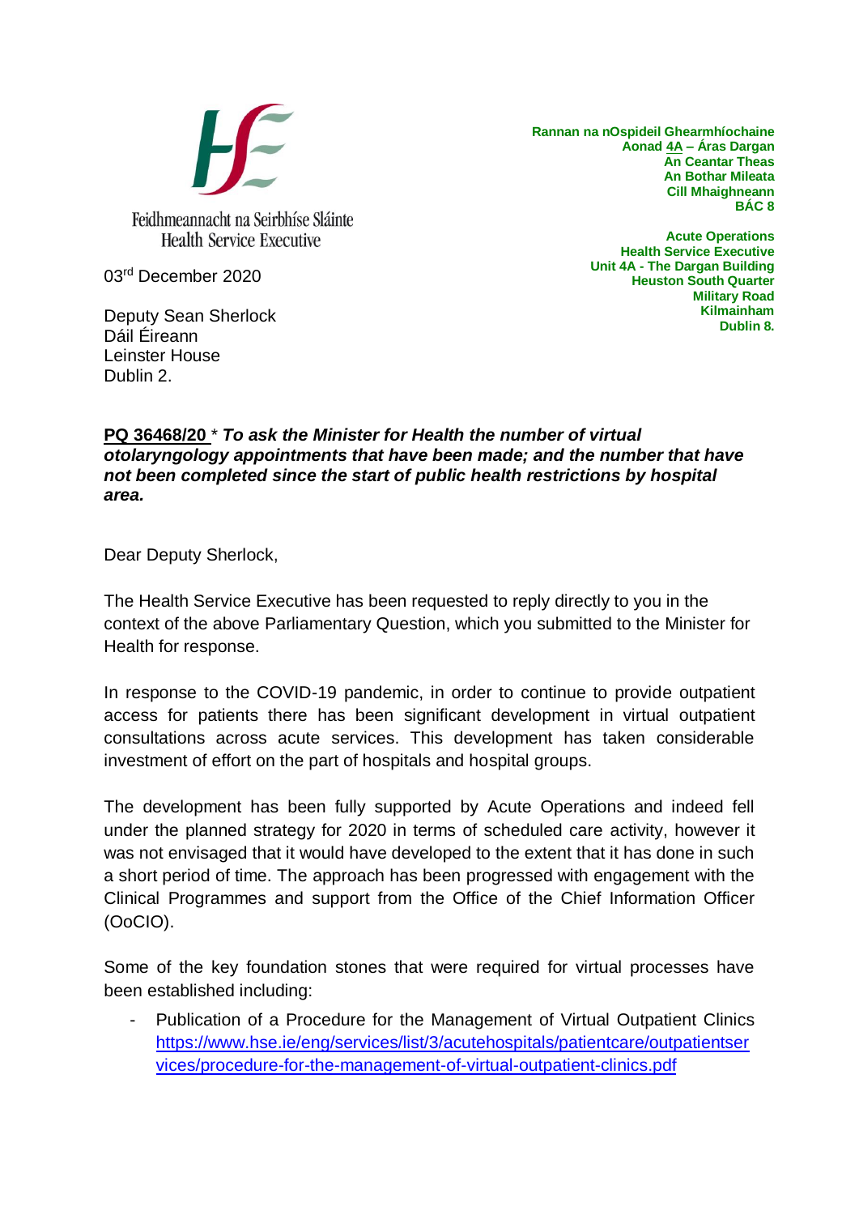Feidhmeannacht na Seirbhíse Sláinte
Health Service Executive

**Rannan na nOspideil Ghearmhíochaine**
**Aonad 4A – Áras Dargan**
**An Ceantar Theas**
**An Bothar Mileata**
**Cill Mhaighneann**
**BÁC 8**

**Acute Operations**
**Health Service Executive**
**Unit 4A - The Dargan Building**
**Heuston South Quarter**
**Military Road**
**Kilmainham**
**Dublin 8.**

03rd December 2020

Deputy Sean Sherlock
Dáil Éireann
Leinster House
Dublin 2.

**PQ 36468/20** * ***To ask the Minister for Health the number of virtual otolaryngology appointments that have been made; and the number that have not been completed since the start of public health restrictions by hospital area.***

Dear Deputy Sherlock,

The Health Service Executive has been requested to reply directly to you in the context of the above Parliamentary Question, which you submitted to the Minister for Health for response.

In response to the COVID-19 pandemic, in order to continue to provide outpatient access for patients there has been significant development in virtual outpatient consultations across acute services. This development has taken considerable investment of effort on the part of hospitals and hospital groups.

The development has been fully supported by Acute Operations and indeed fell under the planned strategy for 2020 in terms of scheduled care activity, however it was not envisaged that it would have developed to the extent that it has done in such a short period of time. The approach has been progressed with engagement with the Clinical Programmes and support from the Office of the Chief Information Officer (OoCIO).

Some of the key foundation stones that were required for virtual processes have been established including:

- Publication of a Procedure for the Management of Virtual Outpatient Clinics https://www.hse.ie/eng/services/list/3/acutehospitals/patientcare/outpatientservices/procedure-for-the-management-of-virtual-outpatient-clinics.pdf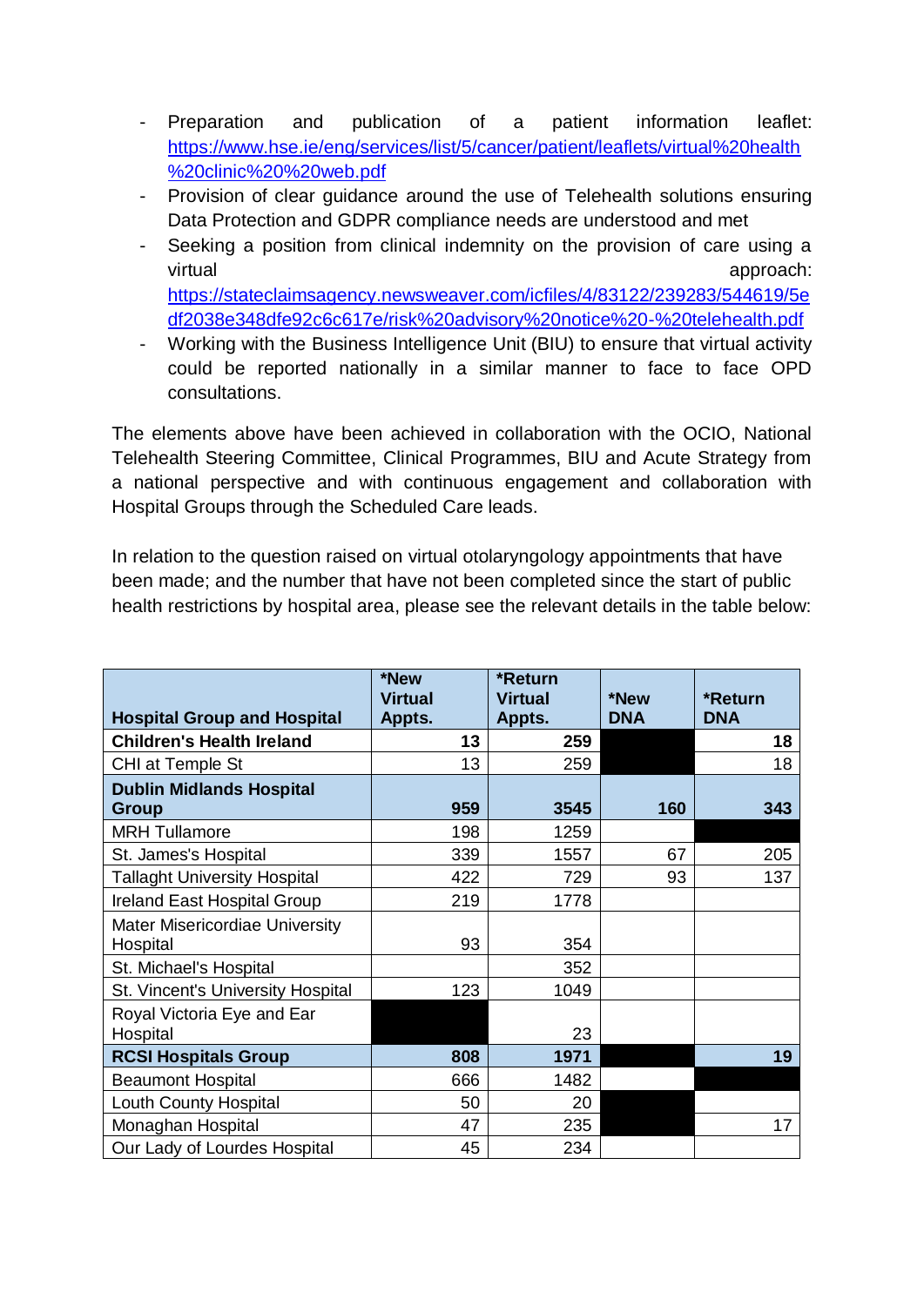- Preparation and publication of a patient information leaflet: https://www.hse.ie/eng/services/list/5/cancer/patient/leaflets/virtual%20health%20clinic%20%20web.pdf
- Provision of clear guidance around the use of Telehealth solutions ensuring Data Protection and GDPR compliance needs are understood and met
- Seeking a position from clinical indemnity on the provision of care using a virtual approach: https://stateclaimsagency.newsweaver.com/icfiles/4/83122/239283/544619/5edf2038e348dfe92c6c617e/risk%20advisory%20notice%20-%20telehealth.pdf
- Working with the Business Intelligence Unit (BIU) to ensure that virtual activity could be reported nationally in a similar manner to face to face OPD consultations.

The elements above have been achieved in collaboration with the OCIO, National Telehealth Steering Committee, Clinical Programmes, BIU and Acute Strategy from a national perspective and with continuous engagement and collaboration with Hospital Groups through the Scheduled Care leads.

In relation to the question raised on virtual otolaryngology appointments that have been made; and the number that have not been completed since the start of public health restrictions by hospital area, please see the relevant details in the table below:

| Hospital Group and Hospital | *New Virtual Appts. | *Return Virtual Appts. | *New DNA | *Return DNA |
|---|---|---|---|---|
| **Children's Health Ireland** | **13** | **259** | | **18** |
| CHI at Temple St | 13 | 259 | | 18 |
| **Dublin Midlands Hospital Group** | **959** | **3545** | **160** | **343** |
| MRH Tullamore | 198 | 1259 | | |
| St. James's Hospital | 339 | 1557 | 67 | 205 |
| Tallaght University Hospital | 422 | 729 | 93 | 137 |
| Ireland East Hospital Group | 219 | 1778 | | |
| Mater Misericordiae University Hospital | 93 | 354 | | |
| St. Michael's Hospital | | 352 | | |
| St. Vincent's University Hospital | 123 | 1049 | | |
| Royal Victoria Eye and Ear Hospital | | 23 | | |
| **RCSI Hospitals Group** | **808** | **1971** | | **19** |
| Beaumont Hospital | 666 | 1482 | | |
| Louth County Hospital | 50 | 20 | | |
| Monaghan Hospital | 47 | 235 | | 17 |
| Our Lady of Lourdes Hospital | 45 | 234 | | |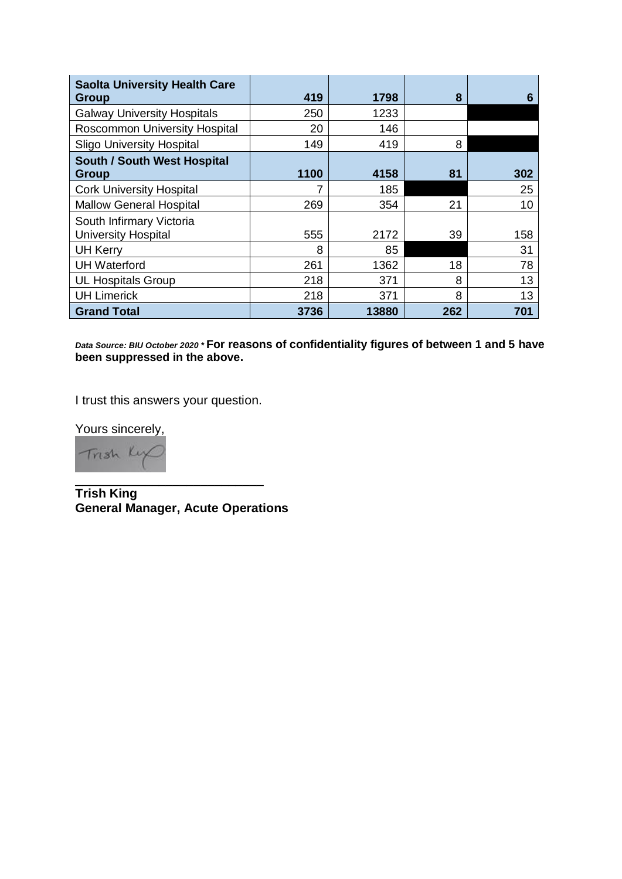| | | | | |
|---|---|---|---|---|
| **Saolta University Health Care Group** | **419** | **1798** | **8** | **6** |
| Galway University Hospitals | 250 | 1233 | | |
| Roscommon University Hospital | 20 | 146 | | |
| Sligo University Hospital | 149 | 419 | 8 | |
| **South / South West Hospital Group** | **1100** | **4158** | **81** | **302** |
| Cork University Hospital | 7 | 185 | | 25 |
| Mallow General Hospital | 269 | 354 | 21 | 10 |
| South Infirmary Victoria University Hospital | 555 | 2172 | 39 | 158 |
| UH Kerry | 8 | 85 | | 31 |
| UH Waterford | 261 | 1362 | 18 | 78 |
| UL Hospitals Group | 218 | 371 | 8 | 13 |
| UH Limerick | 218 | 371 | 8 | 13 |
| **Grand Total** | **3736** | **13880** | **262** | **701** |

***Data Source: BIU October 2020 **** **For reasons of confidentiality figures of between 1 and 5 have been suppressed in the above.**

I trust this answers your question.

Yours sincerely,

Trish King

___________________________

**Trish King**
**General Manager, Acute Operations**